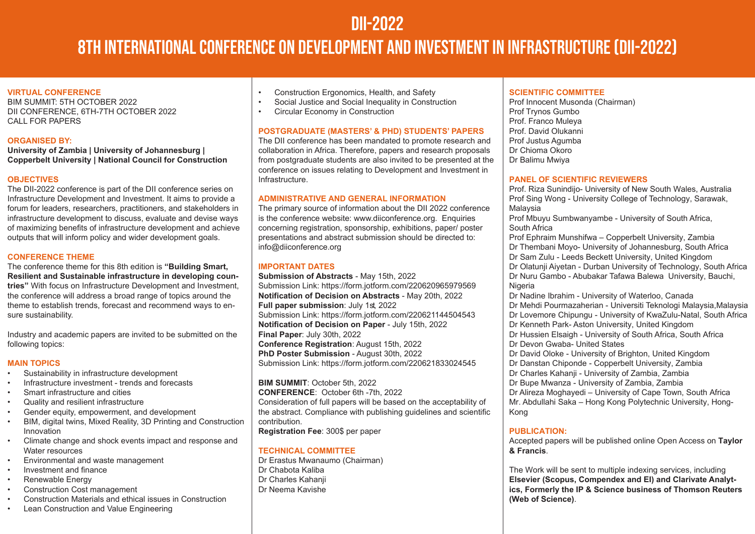# DII-2022

# 8TH INTERNATIONAL CONFERENCE ON DEVELOPMENT AND INVESTMENT IN INFRASTRUCTURE (DII-2022)

## VIRTUAL CONFERENCE

BIM SUMMIT: 5TH OCTOBER 2022
DII CONFERENCE, 6TH-7TH OCTOBER 2022
CALL FOR PAPERS

## ORGANISED BY:

**University of Zambia | University of Johannesburg | Copperbelt University | National Council for Construction**

## OBJECTIVES

The DII-2022 conference is part of the DII conference series on Infrastructure Development and Investment. It aims to provide a forum for leaders, researchers, practitioners, and stakeholders in infrastructure development to discuss, evaluate and devise ways of maximizing benefits of infrastructure development and achieve outputs that will inform policy and wider development goals.

## CONFERENCE THEME

The conference theme for this 8th edition is **"Building Smart, Resilient and Sustainable infrastructure in developing countries"** With focus on Infrastructure Development and Investment, the conference will address a broad range of topics around the theme to establish trends, forecast and recommend ways to ensure sustainability.

Industry and academic papers are invited to be submitted on the following topics:

## MAIN TOPICS

- Sustainability in infrastructure development
- Infrastructure investment - trends and forecasts
- Smart infrastructure and cities
- Quality and resilient infrastructure
- Gender equity, empowerment, and development
- BIM, digital twins, Mixed Reality, 3D Printing and Construction Innovation
- Climate change and shock events impact and response and Water resources
- Environmental and waste management
- Investment and finance
- Renewable Energy
- Construction Cost management
- Construction Materials and ethical issues in Construction
- Lean Construction and Value Engineering
- Construction Ergonomics, Health, and Safety
- Social Justice and Social Inequality in Construction
- Circular Economy in Construction

## POSTGRADUATE (MASTERS' & PHD) STUDENTS' PAPERS

The DII conference has been mandated to promote research and collaboration in Africa. Therefore, papers and research proposals from postgraduate students are also invited to be presented at the conference on issues relating to Development and Investment in Infrastructure.

## ADMINISTRATIVE AND GENERAL INFORMATION

The primary source of information about the DII 2022 conference is the conference website: www.diiconference.org. Enquiries concerning registration, sponsorship, exhibitions, paper/ poster presentations and abstract submission should be directed to: info@diiconference.org

## IMPORTANT DATES

**Submission of Abstracts** - May 15th, 2022
Submission Link: https://form.jotform.com/220620965979569
**Notification of Decision on Abstracts** - May 20th, 2022
**Full paper submission**: July 1st, 2022
Submission Link: https://form.jotform.com/220621144504543
**Notification of Decision on Paper** - July 15th, 2022
**Final Paper**: July 30th, 2022
**Conference Registration**: August 15th, 2022
**PhD Poster Submission** - August 30th, 2022
Submission Link: https://form.jotform.com/220621833024545

**BIM SUMMIT**: October 5th, 2022
**CONFERENCE**: October 6th -7th, 2022
Consideration of full papers will be based on the acceptability of the abstract. Compliance with publishing guidelines and scientific contribution.
**Registration Fee**: 300$ per paper

## TECHNICAL COMMITTEE

Dr Erastus Mwanaumo (Chairman)
Dr Chabota Kaliba
Dr Charles Kahanji
Dr Neema Kavishe

## SCIENTIFIC COMMITTEE

Prof Innocent Musonda (Chairman)
Prof Trynos Gumbo
Prof. Franco Muleya
Prof. David Olukanni
Prof Justus Agumba
Dr Chioma Okoro
Dr Balimu Mwiya

## PANEL OF SCIENTIFIC REVIEWERS

Prof. Riza Sunindijo- University of New South Wales, Australia
Prof Sing Wong - University College of Technology, Sarawak, Malaysia
Prof Mbuyu Sumbwanyambe - University of South Africa, South Africa
Prof Ephraim Munshifwa – Copperbelt University, Zambia
Dr Thembani Moyo- University of Johannesburg, South Africa
Dr Sam Zulu - Leeds Beckett University, United Kingdom
Dr Olatunji Aiyetan - Durban University of Technology, South Africa
Dr Nuru Gambo - Abubakar Tafawa Balewa University, Bauchi, Nigeria
Dr Nadine Ibrahim - University of Waterloo, Canada
Dr Mehdi Pourmazaherian - Universiti Teknologi Malaysia,Malaysia
Dr Lovemore Chipungu - University of KwaZulu-Natal, South Africa
Dr Kenneth Park- Aston University, United Kingdom
Dr Hussien Elsaigh - University of South Africa, South Africa
Dr Devon Gwaba- United States
Dr David Oloke - University of Brighton, United Kingdom
Dr Danstan Chiponde - Copperbelt University, Zambia
Dr Charles Kahanji - University of Zambia, Zambia
Dr Bupe Mwanza - University of Zambia, Zambia
Dr Alireza Moghayedi – University of Cape Town, South Africa
Mr. Abdullahi Saka – Hong Kong Polytechnic University, Hong-Kong

## PUBLICATION:

Accepted papers will be published online Open Access on **Taylor & Francis**.

The Work will be sent to multiple indexing services, including **Elsevier (Scopus, Compendex and EI) and Clarivate Analytics, Formerly the IP & Science business of Thomson Reuters (Web of Science)**.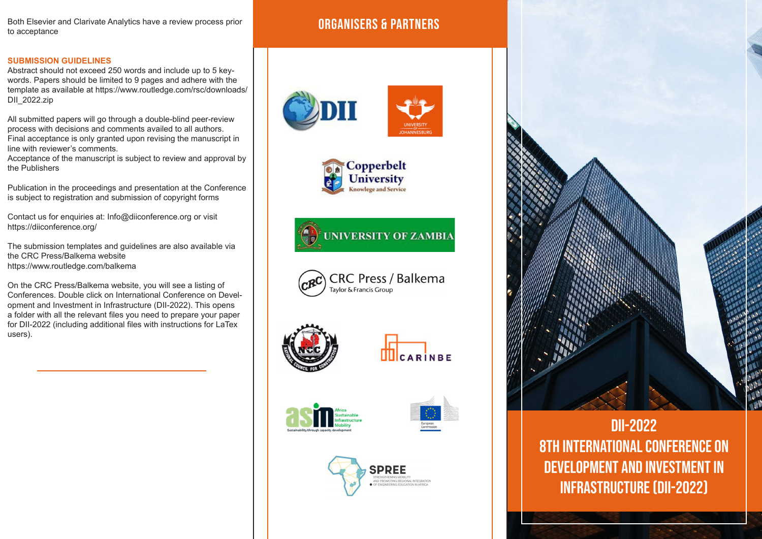Both Elsevier and Clarivate Analytics have a review process prior to acceptance

## SUBMISSION GUIDELINES

Abstract should not exceed 250 words and include up to 5 key-words. Papers should be limited to 9 pages and adhere with the template as available at https://www.routledge.com/rsc/downloads/DII_2022.zip

All submitted papers will go through a double-blind peer-review process with decisions and comments availed to all authors. Final acceptance is only granted upon revising the manuscript in line with reviewer's comments.
Acceptance of the manuscript is subject to review and approval by the Publishers

Publication in the proceedings and presentation at the Conference is subject to registration and submission of copyright forms

Contact us for enquiries at: Info@diiconference.org or visit https://diiconference.org/

The submission templates and guidelines are also available via the CRC Press/Balkema website https://www.routledge.com/balkema

On the CRC Press/Balkema website, you will see a listing of Conferences. Double click on International Conference on Development and Investment in Infrastructure (DII-2022). This opens a folder with all the relevant files you need to prepare your paper for DII-2022 (including additional files with instructions for LaTex users).

## ORGANISERS & PARTNERS

DII

University of Johannesburg

Copperbelt University
Knowlege and Service

University of Zambia

CRC Press / Balkema
Taylor & Francis Group

National Council for Construction (NCC)

CARINBE

asm — Africa Sustainable Infrastructure Mobility
Sustainability through capacity development

European Commission

SPREE
Strengthening Mobility and Promoting Regional Integration of Engineering Education in Africa

# DII-2022
# 8TH INTERNATIONAL CONFERENCE ON DEVELOPMENT AND INVESTMENT IN INFRASTRUCTURE (DII-2022)